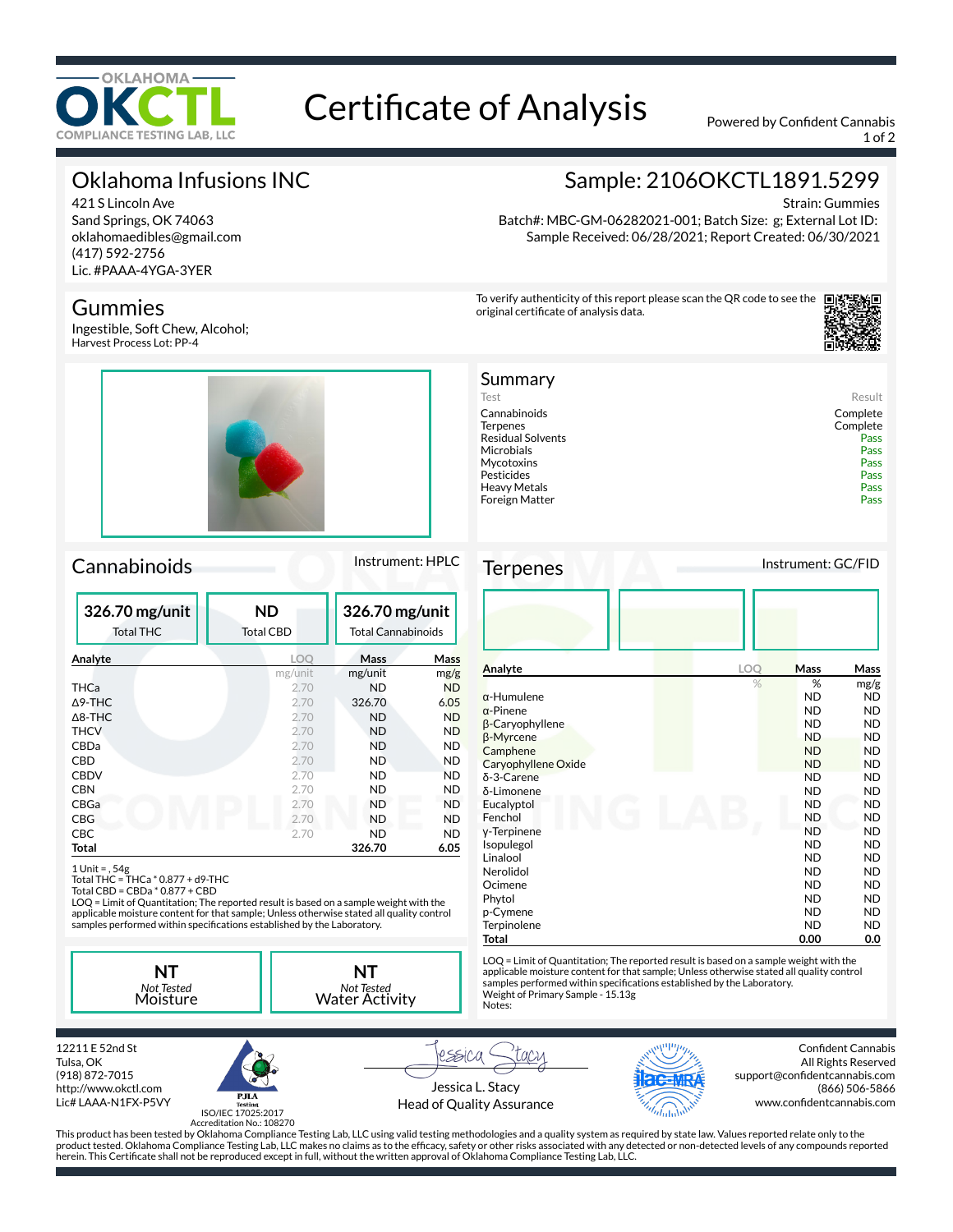# Certificate of Analysis

Powered by Confident Cannabis

## Oklahoma Infusions INC

421 S Lincoln Ave
Sand Springs, OK 74063
oklahomaedibles@gmail.com
(417) 592-2756
Lic. #PAAA-4YGA-3YER

## Sample: 2106OKCTL1891.5299

Strain: Gummies
Batch#: MBC-GM-06282021-001; Batch Size: g; External Lot ID:
Sample Received: 06/28/2021; Report Created: 06/30/2021

## Gummies

Ingestible, Soft Chew, Alcohol;
Harvest Process Lot: PP-4

To verify authenticity of this report please scan the QR code to see the original certificate of analysis data.

## Summary

| Test | Result |
|---|---|
| Cannabinoids | Complete |
| Terpenes | Complete |
| Residual Solvents | Pass |
| Microbials | Pass |
| Mycotoxins | Pass |
| Pesticides | Pass |
| Heavy Metals | Pass |
| Foreign Matter | Pass |

## Cannabinoids

Instrument: HPLC

| 326.70 mg/unit | ND | 326.70 mg/unit |
|---|---|---|
| Total THC | Total CBD | Total Cannabinoids |

| Analyte | LOQ | Mass | Mass |
|---|---|---|---|
| | mg/unit | mg/unit | mg/g |
| THCa | 2.70 | ND | ND |
| Δ9-THC | 2.70 | 326.70 | 6.05 |
| Δ8-THC | 2.70 | ND | ND |
| THCV | 2.70 | ND | ND |
| CBDa | 2.70 | ND | ND |
| CBD | 2.70 | ND | ND |
| CBDV | 2.70 | ND | ND |
| CBN | 2.70 | ND | ND |
| CBGa | 2.70 | ND | ND |
| CBG | 2.70 | ND | ND |
| CBC | 2.70 | ND | ND |
| **Total** | | **326.70** | **6.05** |

1 Unit = , 54g
Total THC = THCa * 0.877 + d9-THC
Total CBD = CBDa * 0.877 + CBD
LOQ = Limit of Quantitation; The reported result is based on a sample weight with the applicable moisture content for that sample; Unless otherwise stated all quality control samples performed within specifications established by the Laboratory.

| NT | NT |
|---|---|
| *Not Tested* Moisture | *Not Tested* Water Activity |

## Terpenes

Instrument: GC/FID

| Analyte | LOQ | Mass | Mass |
|---|---|---|---|
| | % | % | mg/g |
| α-Humulene | | ND | ND |
| α-Pinene | | ND | ND |
| β-Caryophyllene | | ND | ND |
| β-Myrcene | | ND | ND |
| Camphene | | ND | ND |
| Caryophyllene Oxide | | ND | ND |
| δ-3-Carene | | ND | ND |
| δ-Limonene | | ND | ND |
| Eucalyptol | | ND | ND |
| Fenchol | | ND | ND |
| γ-Terpinene | | ND | ND |
| Isopulegol | | ND | ND |
| Linalool | | ND | ND |
| Nerolidol | | ND | ND |
| Ocimene | | ND | ND |
| Phytol | | ND | ND |
| p-Cymene | | ND | ND |
| Terpinolene | | ND | ND |
| **Total** | | **0.00** | **0.0** |

LOQ = Limit of Quantitation; The reported result is based on a sample weight with the applicable moisture content for that sample; Unless otherwise stated all quality control samples performed within specifications established by the Laboratory.
Weight of Primary Sample - 15.13g
Notes:

12211 E 52nd St
Tulsa, OK
(918) 872-7015
http://www.okctl.com
Lic# LAAA-N1FX-P5VY

ISO/IEC 17025:2017
Accreditation No.: 108270

Jessica L. Stacy
Head of Quality Assurance

Confident Cannabis
All Rights Reserved
support@confidentcannabis.com
(866) 506-5866
www.confidentcannabis.com

This product has been tested by Oklahoma Compliance Testing Lab, LLC using valid testing methodologies and a quality system as required by state law. Values reported relate only to the product tested. Oklahoma Compliance Testing Lab, LLC makes no claims as to the efficacy, safety or other risks associated with any detected or non-detected levels of any compounds reported herein. This Certificate shall not be reproduced except in full, without the written approval of Oklahoma Compliance Testing Lab, LLC.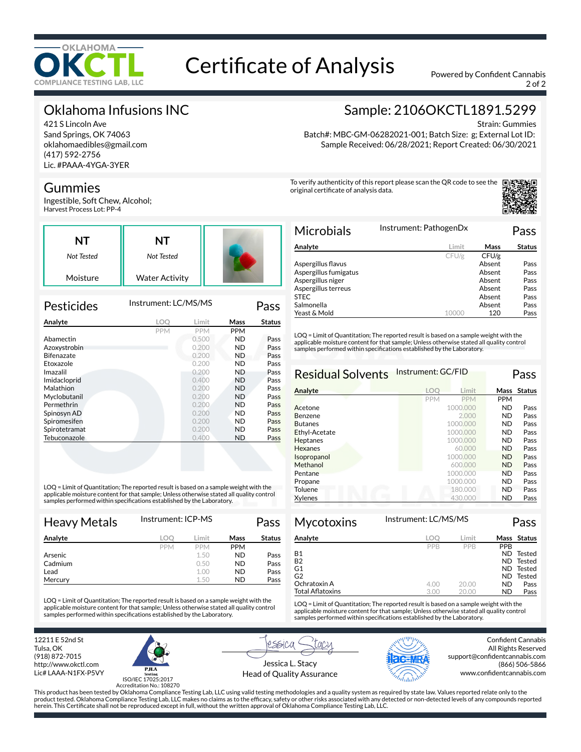# Certificate of Analysis

Powered by Confident Cannabis

## Oklahoma Infusions INC

421 S Lincoln Ave
Sand Springs, OK 74063
oklahomaedibles@gmail.com
(417) 592-2756
Lic. #PAAA-4YGA-3YER

## Sample: 2106OKCTL1891.5299

Strain: Gummies
Batch#: MBC-GM-06282021-001; Batch Size: g; External Lot ID:
Sample Received: 06/28/2021; Report Created: 06/30/2021

## Gummies

Ingestible, Soft Chew, Alcohol;
Harvest Process Lot: PP-4

To verify authenticity of this report please scan the QR code to see the original certificate of analysis data.

| NT | NT |
|---|---|
| *Not Tested* | *Not Tested* |
| Moisture | Water Activity |

### Pesticides

Instrument: LC/MS/MS — **Pass**

| Analyte | LOQ | Limit | Mass | Status |
|---|---|---|---|---|
| | PPM | PPM | PPM | |
| Abamectin | | 0.500 | ND | Pass |
| Azoxystrobin | | 0.200 | ND | Pass |
| Bifenazate | | 0.200 | ND | Pass |
| Etoxazole | | 0.200 | ND | Pass |
| Imazalil | | 0.200 | ND | Pass |
| Imidacloprid | | 0.400 | ND | Pass |
| Malathion | | 0.200 | ND | Pass |
| Myclobutanil | | 0.200 | ND | Pass |
| Permethrin | | 0.200 | ND | Pass |
| Spinosyn AD | | 0.200 | ND | Pass |
| Spiromesifen | | 0.200 | ND | Pass |
| Spirotetramat | | 0.200 | ND | Pass |
| Tebuconazole | | 0.400 | ND | Pass |

LOQ = Limit of Quantitation; The reported result is based on a sample weight with the applicable moisture content for that sample; Unless otherwise stated all quality control samples performed within specifications established by the Laboratory.

### Microbials

Instrument: PathogenDx — **Pass**

| Analyte | Limit | Mass | Status |
|---|---|---|---|
| | CFU/g | CFU/g | |
| Aspergillus flavus | | Absent | Pass |
| Aspergillus fumigatus | | Absent | Pass |
| Aspergillus niger | | Absent | Pass |
| Aspergillus terreus | | Absent | Pass |
| STEC | | Absent | Pass |
| Salmonella | | Absent | Pass |
| Yeast & Mold | 10000 | 120 | Pass |

LOQ = Limit of Quantitation; The reported result is based on a sample weight with the applicable moisture content for that sample; Unless otherwise stated all quality control samples performed within specifications established by the Laboratory.

### Residual Solvents

Instrument: GC/FID — **Pass**

| Analyte | LOQ | Limit | Mass | Status |
|---|---|---|---|---|
| | PPM | PPM | PPM | |
| Acetone | | 1000.000 | ND | Pass |
| Benzene | | 2.000 | ND | Pass |
| Butanes | | 1000.000 | ND | Pass |
| Ethyl-Acetate | | 1000.000 | ND | Pass |
| Heptanes | | 1000.000 | ND | Pass |
| Hexanes | | 60.000 | ND | Pass |
| Isopropanol | | 1000.000 | ND | Pass |
| Methanol | | 600.000 | ND | Pass |
| Pentane | | 1000.000 | ND | Pass |
| Propane | | 1000.000 | ND | Pass |
| Toluene | | 180.000 | ND | Pass |
| Xylenes | | 430.000 | ND | Pass |

### Heavy Metals

Instrument: ICP-MS — **Pass**

| Analyte | LOQ | Limit | Mass | Status |
|---|---|---|---|---|
| | PPM | PPM | PPM | |
| Arsenic | | 1.50 | ND | Pass |
| Cadmium | | 0.50 | ND | Pass |
| Lead | | 1.00 | ND | Pass |
| Mercury | | 1.50 | ND | Pass |

LOQ = Limit of Quantitation; The reported result is based on a sample weight with the applicable moisture content for that sample; Unless otherwise stated all quality control samples performed within specifications established by the Laboratory.

### Mycotoxins

Instrument: LC/MS/MS — **Pass**

| Analyte | LOQ | Limit | Mass | Status |
|---|---|---|---|---|
| | PPB | PPB | PPB | |
| B1 | | | ND | Tested |
| B2 | | | ND | Tested |
| G1 | | | ND | Tested |
| G2 | | | ND | Tested |
| Ochratoxin A | 4.00 | 20.00 | ND | Pass |
| Total Aflatoxins | 3.00 | 20.00 | ND | Pass |

LOQ = Limit of Quantitation; The reported result is based on a sample weight with the applicable moisture content for that sample; Unless otherwise stated all quality control samples performed within specifications established by the Laboratory.

---

12211 E 52nd St
Tulsa, OK
(918) 872-7015
http://www.okctl.com
Lic# LAAA-N1FX-P5VY

PJLA Testing
ISO/IEC 17025:2017
Accreditation No.: 108270

Jessica L. Stacy
Head of Quality Assurance

Confident Cannabis
All Rights Reserved
support@confidentcannabis.com
(866) 506-5866
www.confidentcannabis.com

This product has been tested by Oklahoma Compliance Testing Lab, LLC using valid testing methodologies and a quality system as required by state law. Values reported relate only to the product tested. Oklahoma Compliance Testing Lab, LLC makes no claims as to the efficacy, safety or other risks associated with any detected or non-detected levels of any compounds reported herein. This Certificate shall not be reproduced except in full, without the written approval of Oklahoma Compliance Testing Lab, LLC.